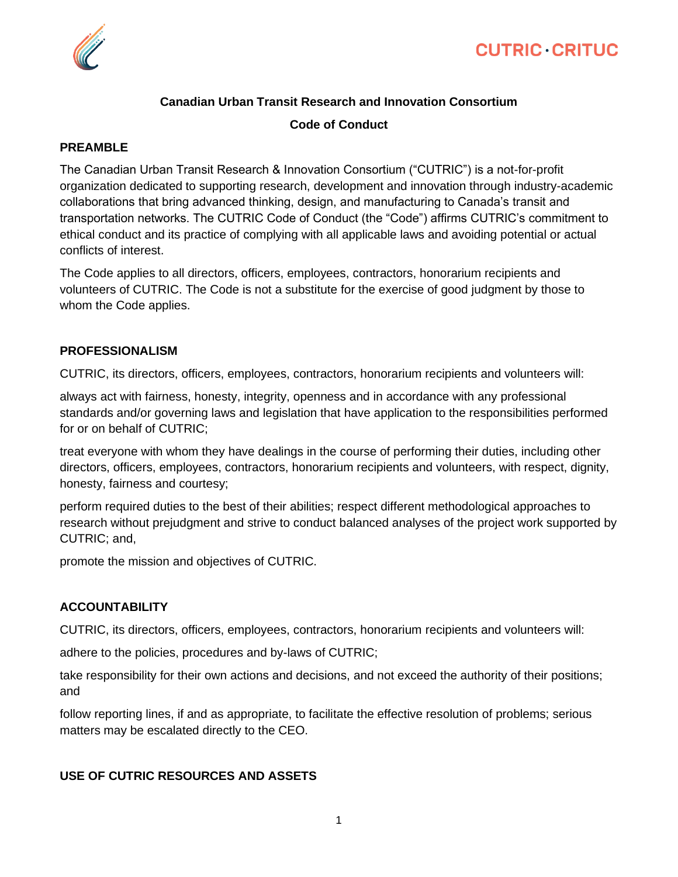**Canadian Urban Transit Research and Innovation Consortium**

**Code of Conduct**

## PREAMBLE

The Canadian Urban Transit Research & Innovation Consortium ("CUTRIC") is a not-for-profit organization dedicated to supporting research, development and innovation through industry-academic collaborations that bring advanced thinking, design, and manufacturing to Canada's transit and transportation networks. The CUTRIC Code of Conduct (the "Code") affirms CUTRIC's commitment to ethical conduct and its practice of complying with all applicable laws and avoiding potential or actual conflicts of interest.

The Code applies to all directors, officers, employees, contractors, honorarium recipients and volunteers of CUTRIC. The Code is not a substitute for the exercise of good judgment by those to whom the Code applies.

## PROFESSIONALISM

CUTRIC, its directors, officers, employees, contractors, honorarium recipients and volunteers will:

always act with fairness, honesty, integrity, openness and in accordance with any professional standards and/or governing laws and legislation that have application to the responsibilities performed for or on behalf of CUTRIC;

treat everyone with whom they have dealings in the course of performing their duties, including other directors, officers, employees, contractors, honorarium recipients and volunteers, with respect, dignity, honesty, fairness and courtesy;

perform required duties to the best of their abilities; respect different methodological approaches to research without prejudgment and strive to conduct balanced analyses of the project work supported by CUTRIC; and,

promote the mission and objectives of CUTRIC.

## ACCOUNTABILITY

CUTRIC, its directors, officers, employees, contractors, honorarium recipients and volunteers will:

adhere to the policies, procedures and by-laws of CUTRIC;

take responsibility for their own actions and decisions, and not exceed the authority of their positions; and

follow reporting lines, if and as appropriate, to facilitate the effective resolution of problems; serious matters may be escalated directly to the CEO.

## USE OF CUTRIC RESOURCES AND ASSETS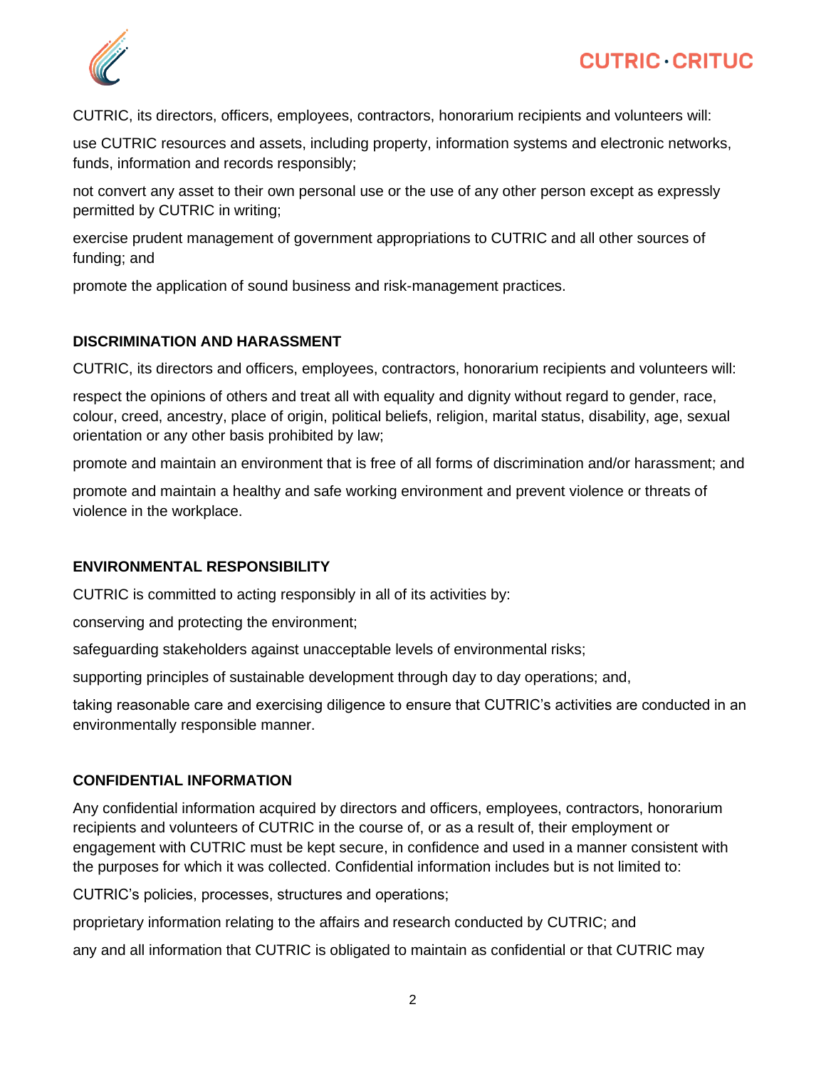CUTRIC, its directors, officers, employees, contractors, honorarium recipients and volunteers will:

use CUTRIC resources and assets, including property, information systems and electronic networks, funds, information and records responsibly;

not convert any asset to their own personal use or the use of any other person except as expressly permitted by CUTRIC in writing;

exercise prudent management of government appropriations to CUTRIC and all other sources of funding; and

promote the application of sound business and risk-management practices.

**DISCRIMINATION AND HARASSMENT**

CUTRIC, its directors and officers, employees, contractors, honorarium recipients and volunteers will:

respect the opinions of others and treat all with equality and dignity without regard to gender, race, colour, creed, ancestry, place of origin, political beliefs, religion, marital status, disability, age, sexual orientation or any other basis prohibited by law;

promote and maintain an environment that is free of all forms of discrimination and/or harassment; and

promote and maintain a healthy and safe working environment and prevent violence or threats of violence in the workplace.

**ENVIRONMENTAL RESPONSIBILITY**

CUTRIC is committed to acting responsibly in all of its activities by:

conserving and protecting the environment;

safeguarding stakeholders against unacceptable levels of environmental risks;

supporting principles of sustainable development through day to day operations; and,

taking reasonable care and exercising diligence to ensure that CUTRIC's activities are conducted in an environmentally responsible manner.

**CONFIDENTIAL INFORMATION**

Any confidential information acquired by directors and officers, employees, contractors, honorarium recipients and volunteers of CUTRIC in the course of, or as a result of, their employment or engagement with CUTRIC must be kept secure, in confidence and used in a manner consistent with the purposes for which it was collected. Confidential information includes but is not limited to:

CUTRIC's policies, processes, structures and operations;

proprietary information relating to the affairs and research conducted by CUTRIC; and

any and all information that CUTRIC is obligated to maintain as confidential or that CUTRIC may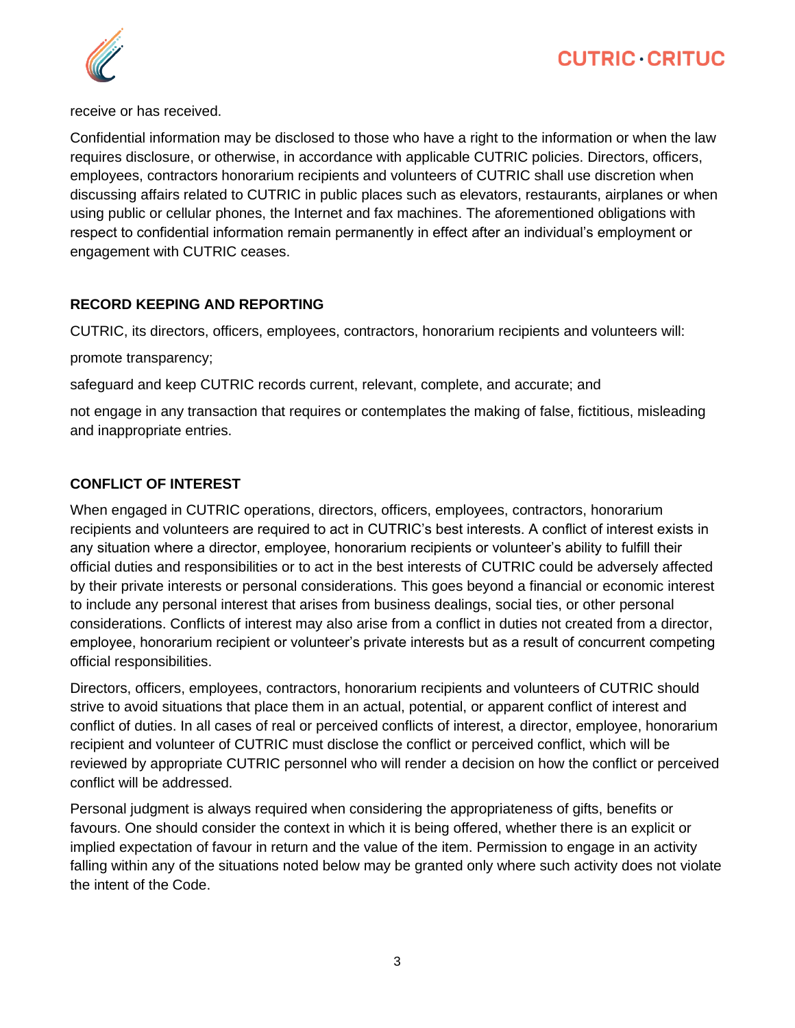receive or has received.

Confidential information may be disclosed to those who have a right to the information or when the law requires disclosure, or otherwise, in accordance with applicable CUTRIC policies. Directors, officers, employees, contractors honorarium recipients and volunteers of CUTRIC shall use discretion when discussing affairs related to CUTRIC in public places such as elevators, restaurants, airplanes or when using public or cellular phones, the Internet and fax machines. The aforementioned obligations with respect to confidential information remain permanently in effect after an individual's employment or engagement with CUTRIC ceases.

**RECORD KEEPING AND REPORTING**

CUTRIC, its directors, officers, employees, contractors, honorarium recipients and volunteers will:

promote transparency;

safeguard and keep CUTRIC records current, relevant, complete, and accurate; and

not engage in any transaction that requires or contemplates the making of false, fictitious, misleading and inappropriate entries.

**CONFLICT OF INTEREST**

When engaged in CUTRIC operations, directors, officers, employees, contractors, honorarium recipients and volunteers are required to act in CUTRIC's best interests. A conflict of interest exists in any situation where a director, employee, honorarium recipients or volunteer's ability to fulfill their official duties and responsibilities or to act in the best interests of CUTRIC could be adversely affected by their private interests or personal considerations. This goes beyond a financial or economic interest to include any personal interest that arises from business dealings, social ties, or other personal considerations. Conflicts of interest may also arise from a conflict in duties not created from a director, employee, honorarium recipient or volunteer's private interests but as a result of concurrent competing official responsibilities.

Directors, officers, employees, contractors, honorarium recipients and volunteers of CUTRIC should strive to avoid situations that place them in an actual, potential, or apparent conflict of interest and conflict of duties. In all cases of real or perceived conflicts of interest, a director, employee, honorarium recipient and volunteer of CUTRIC must disclose the conflict or perceived conflict, which will be reviewed by appropriate CUTRIC personnel who will render a decision on how the conflict or perceived conflict will be addressed.

Personal judgment is always required when considering the appropriateness of gifts, benefits or favours. One should consider the context in which it is being offered, whether there is an explicit or implied expectation of favour in return and the value of the item. Permission to engage in an activity falling within any of the situations noted below may be granted only where such activity does not violate the intent of the Code.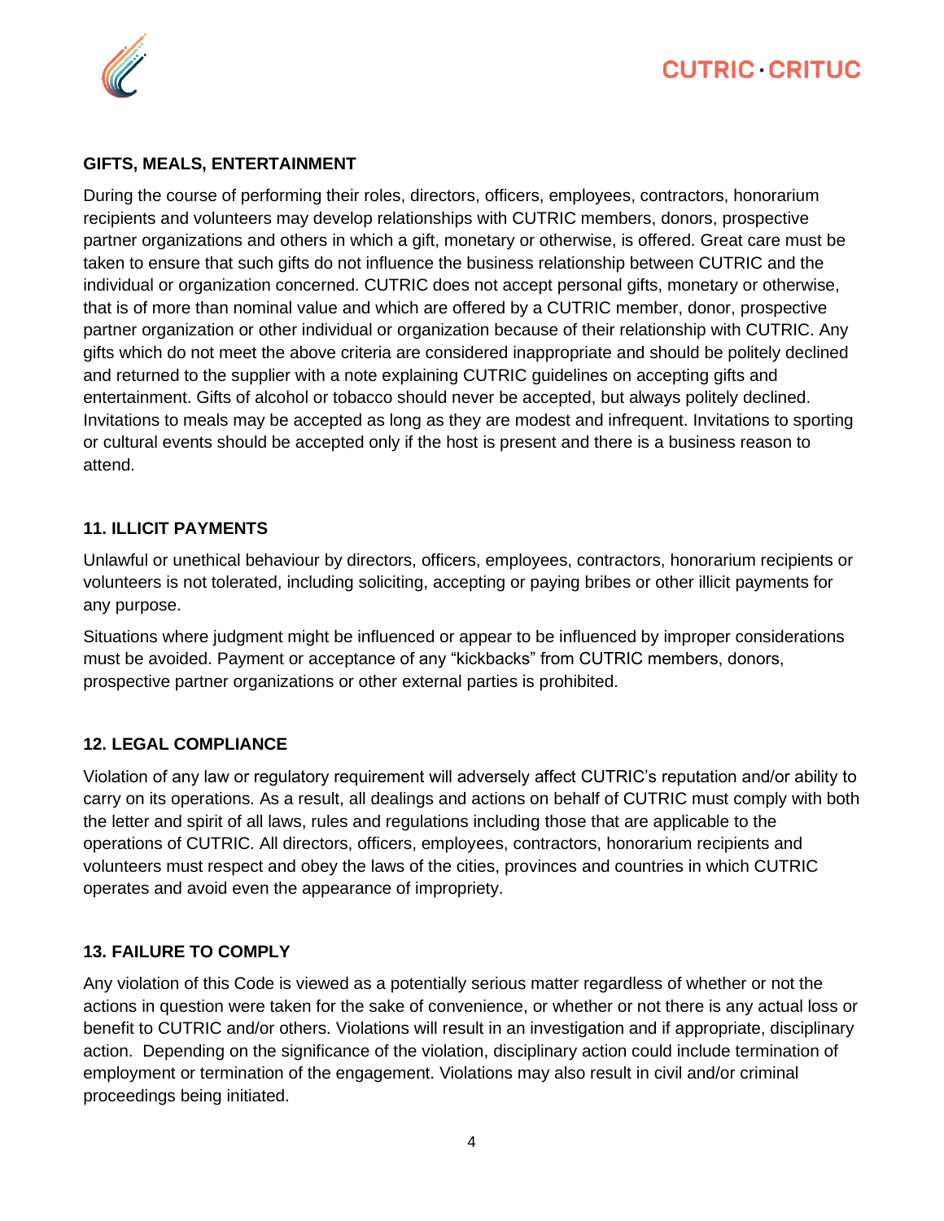### GIFTS, MEALS, ENTERTAINMENT

During the course of performing their roles, directors, officers, employees, contractors, honorarium recipients and volunteers may develop relationships with CUTRIC members, donors, prospective partner organizations and others in which a gift, monetary or otherwise, is offered. Great care must be taken to ensure that such gifts do not influence the business relationship between CUTRIC and the individual or organization concerned. CUTRIC does not accept personal gifts, monetary or otherwise, that is of more than nominal value and which are offered by a CUTRIC member, donor, prospective partner organization or other individual or organization because of their relationship with CUTRIC. Any gifts which do not meet the above criteria are considered inappropriate and should be politely declined and returned to the supplier with a note explaining CUTRIC guidelines on accepting gifts and entertainment. Gifts of alcohol or tobacco should never be accepted, but always politely declined. Invitations to meals may be accepted as long as they are modest and infrequent. Invitations to sporting or cultural events should be accepted only if the host is present and there is a business reason to attend.

### 11. ILLICIT PAYMENTS

Unlawful or unethical behaviour by directors, officers, employees, contractors, honorarium recipients or volunteers is not tolerated, including soliciting, accepting or paying bribes or other illicit payments for any purpose.

Situations where judgment might be influenced or appear to be influenced by improper considerations must be avoided. Payment or acceptance of any "kickbacks" from CUTRIC members, donors, prospective partner organizations or other external parties is prohibited.

### 12. LEGAL COMPLIANCE

Violation of any law or regulatory requirement will adversely affect CUTRIC's reputation and/or ability to carry on its operations. As a result, all dealings and actions on behalf of CUTRIC must comply with both the letter and spirit of all laws, rules and regulations including those that are applicable to the operations of CUTRIC. All directors, officers, employees, contractors, honorarium recipients and volunteers must respect and obey the laws of the cities, provinces and countries in which CUTRIC operates and avoid even the appearance of impropriety.

### 13. FAILURE TO COMPLY

Any violation of this Code is viewed as a potentially serious matter regardless of whether or not the actions in question were taken for the sake of convenience, or whether or not there is any actual loss or benefit to CUTRIC and/or others. Violations will result in an investigation and if appropriate, disciplinary action. Depending on the significance of the violation, disciplinary action could include termination of employment or termination of the engagement. Violations may also result in civil and/or criminal proceedings being initiated.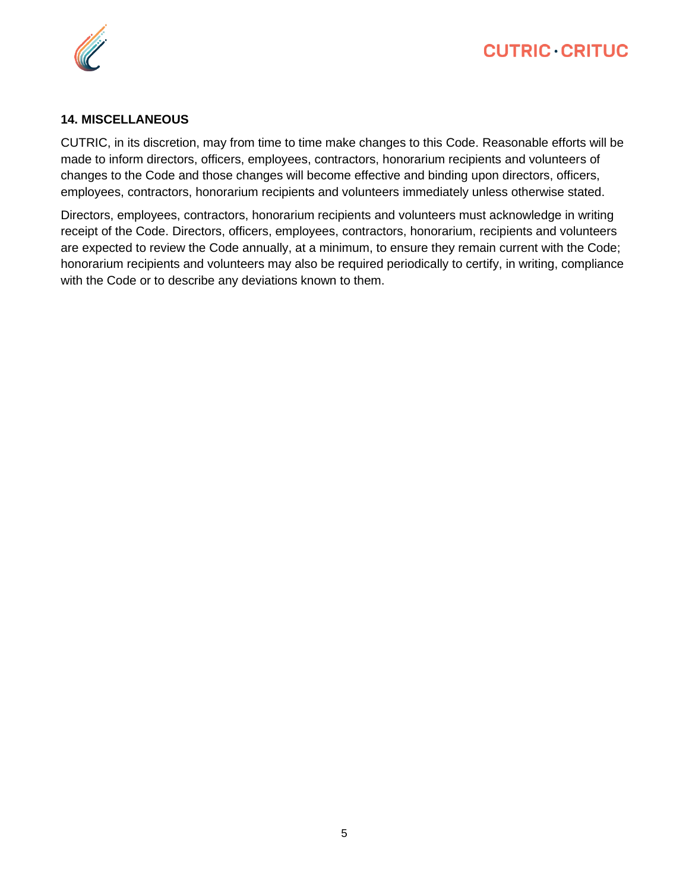## 14. MISCELLANEOUS

CUTRIC, in its discretion, may from time to time make changes to this Code. Reasonable efforts will be made to inform directors, officers, employees, contractors, honorarium recipients and volunteers of changes to the Code and those changes will become effective and binding upon directors, officers, employees, contractors, honorarium recipients and volunteers immediately unless otherwise stated.

Directors, employees, contractors, honorarium recipients and volunteers must acknowledge in writing receipt of the Code. Directors, officers, employees, contractors, honorarium, recipients and volunteers are expected to review the Code annually, at a minimum, to ensure they remain current with the Code; honorarium recipients and volunteers may also be required periodically to certify, in writing, compliance with the Code or to describe any deviations known to them.